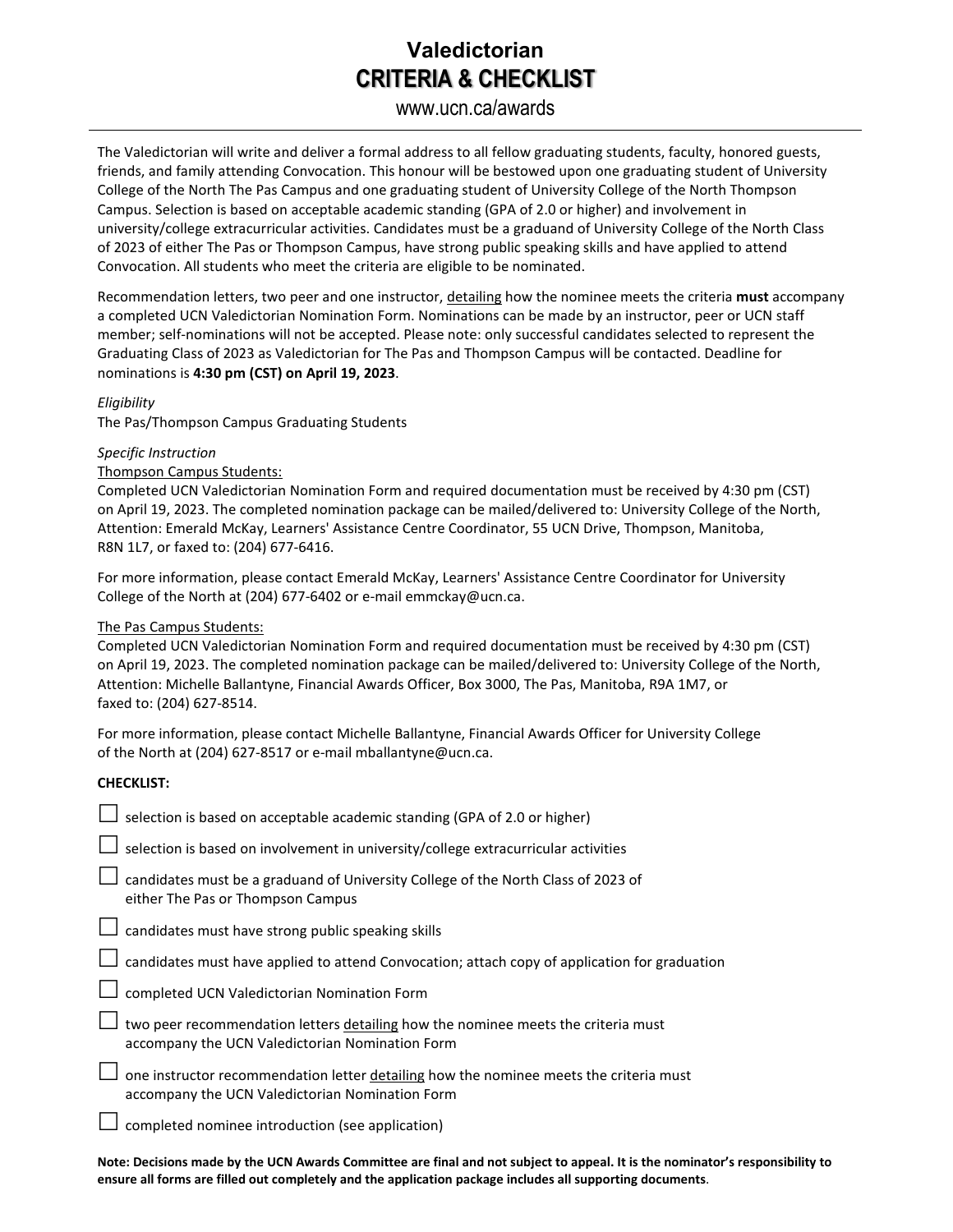# Valedictorian
# CRITERIA & CHECKLIST

www.ucn.ca/awards

---

The Valedictorian will write and deliver a formal address to all fellow graduating students, faculty, honored guests, friends, and family attending Convocation. This honour will be bestowed upon one graduating student of University College of the North The Pas Campus and one graduating student of University College of the North Thompson Campus. Selection is based on acceptable academic standing (GPA of 2.0 or higher) and involvement in university/college extracurricular activities. Candidates must be a graduand of University College of the North Class of 2023 of either The Pas or Thompson Campus, have strong public speaking skills and have applied to attend Convocation. All students who meet the criteria are eligible to be nominated.

Recommendation letters, two peer and one instructor, <u>detailing</u> how the nominee meets the criteria **must** accompany a completed UCN Valedictorian Nomination Form. Nominations can be made by an instructor, peer or UCN staff member; self-nominations will not be accepted. Please note: only successful candidates selected to represent the Graduating Class of 2023 as Valedictorian for The Pas and Thompson Campus will be contacted. Deadline for nominations is **4:30 pm (CST) on April 19, 2023**.

*Eligibility*

The Pas/Thompson Campus Graduating Students

*Specific Instruction*

<u>Thompson Campus Students:</u>

Completed UCN Valedictorian Nomination Form and required documentation must be received by 4:30 pm (CST) on April 19, 2023. The completed nomination package can be mailed/delivered to: University College of the North, Attention: Emerald McKay, Learners' Assistance Centre Coordinator, 55 UCN Drive, Thompson, Manitoba, R8N 1L7, or faxed to: (204) 677-6416.

For more information, please contact Emerald McKay, Learners' Assistance Centre Coordinator for University College of the North at (204) 677-6402 or e-mail emmckay@ucn.ca.

<u>The Pas Campus Students:</u>

Completed UCN Valedictorian Nomination Form and required documentation must be received by 4:30 pm (CST) on April 19, 2023. The completed nomination package can be mailed/delivered to: University College of the North, Attention: Michelle Ballantyne, Financial Awards Officer, Box 3000, The Pas, Manitoba, R9A 1M7, or faxed to: (204) 627-8514.

For more information, please contact Michelle Ballantyne, Financial Awards Officer for University College of the North at (204) 627-8517 or e-mail mballantyne@ucn.ca.

**CHECKLIST:**

- ☐ selection is based on acceptable academic standing (GPA of 2.0 or higher)
- ☐ selection is based on involvement in university/college extracurricular activities
- ☐ candidates must be a graduand of University College of the North Class of 2023 of either The Pas or Thompson Campus
- ☐ candidates must have strong public speaking skills
- ☐ candidates must have applied to attend Convocation; attach copy of application for graduation
- ☐ completed UCN Valedictorian Nomination Form
- ☐ two peer recommendation letters <u>detailing</u> how the nominee meets the criteria must accompany the UCN Valedictorian Nomination Form
- ☐ one instructor recommendation letter <u>detailing</u> how the nominee meets the criteria must accompany the UCN Valedictorian Nomination Form
- ☐ completed nominee introduction (see application)

**Note: Decisions made by the UCN Awards Committee are final and not subject to appeal. It is the nominator's responsibility to ensure all forms are filled out completely and the application package includes all supporting documents**.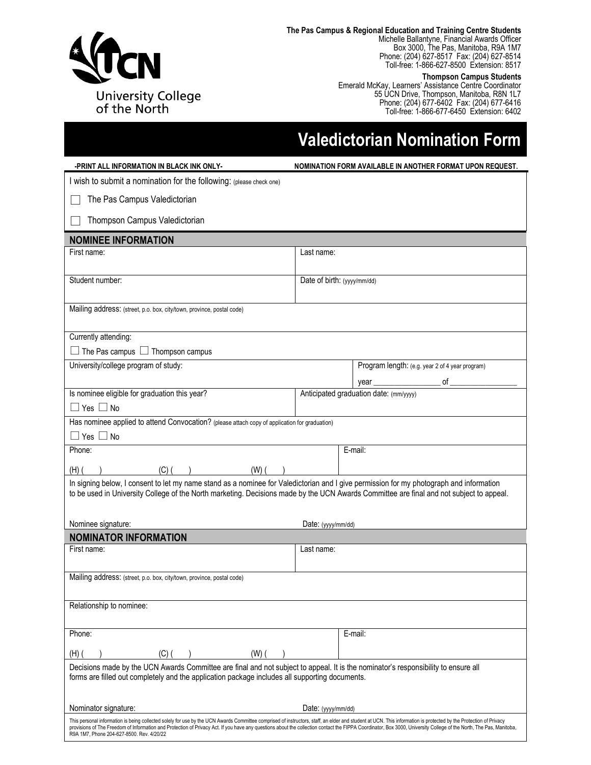University College of the North

**The Pas Campus & Regional Education and Training Centre Students**
Michelle Ballantyne, Financial Awards Officer
Box 3000, The Pas, Manitoba, R9A 1M7
Phone: (204) 627-8517 Fax: (204) 627-8514
Toll-free: 1-866-627-8500 Extension: 8517

**Thompson Campus Students**
Emerald McKay, Learners' Assistance Centre Coordinator
55 UCN Drive, Thompson, Manitoba, R8N 1L7
Phone: (204) 677-6402 Fax: (204) 677-6416
Toll-free: 1-866-677-6450 Extension: 6402

# Valedictorian Nomination Form

**-PRINT ALL INFORMATION IN BLACK INK ONLY-** **NOMINATION FORM AVAILABLE IN ANOTHER FORMAT UPON REQUEST.**

I wish to submit a nomination for the following: (please check one)

☐ The Pas Campus Valedictorian

☐ Thompson Campus Valedictorian

## NOMINEE INFORMATION

| | |
|---|---|
| First name: | Last name: |
| Student number: | Date of birth: (yyyy/mm/dd) |
| Mailing address: (street, p.o. box, city/town, province, postal code) | |
| Currently attending: ☐ The Pas campus ☐ Thompson campus | |
| University/college program of study: | Program length: (e.g. year 2 of 4 year program) year ________ of ________ |
| Is nominee eligible for graduation this year? ☐ Yes ☐ No | Anticipated graduation date: (mm/yyyy) |
| Has nominee applied to attend Convocation? (please attach copy of application for graduation) ☐ Yes ☐ No | |
| Phone: (H) ( ) (C) ( ) (W) ( ) | E-mail: |

In signing below, I consent to let my name stand as a nominee for Valedictorian and I give permission for my photograph and information to be used in University College of the North marketing. Decisions made by the UCN Awards Committee are final and not subject to appeal.

Nominee signature: Date: (yyyy/mm/dd)

## NOMINATOR INFORMATION

| | |
|---|---|
| First name: | Last name: |
| Mailing address: (street, p.o. box, city/town, province, postal code) | |
| Relationship to nominee: | |
| Phone: (H) ( ) (C) ( ) (W) ( ) | E-mail: |

Decisions made by the UCN Awards Committee are final and not subject to appeal. It is the nominator's responsibility to ensure all forms are filled out completely and the application package includes all supporting documents.

Nominator signature: Date: (yyyy/mm/dd)

This personal information is being collected solely for use by the UCN Awards Committee comprised of instructors, staff, an elder and student at UCN. This information is protected by the Protection of Privacy provisions of The Freedom of Information and Protection of Privacy Act. If you have any questions about the collection contact the FIPPA Coordinator, Box 3000, University College of the North, The Pas, Manitoba, R9A 1M7, Phone 204-627-8500. Rev. 4/20/22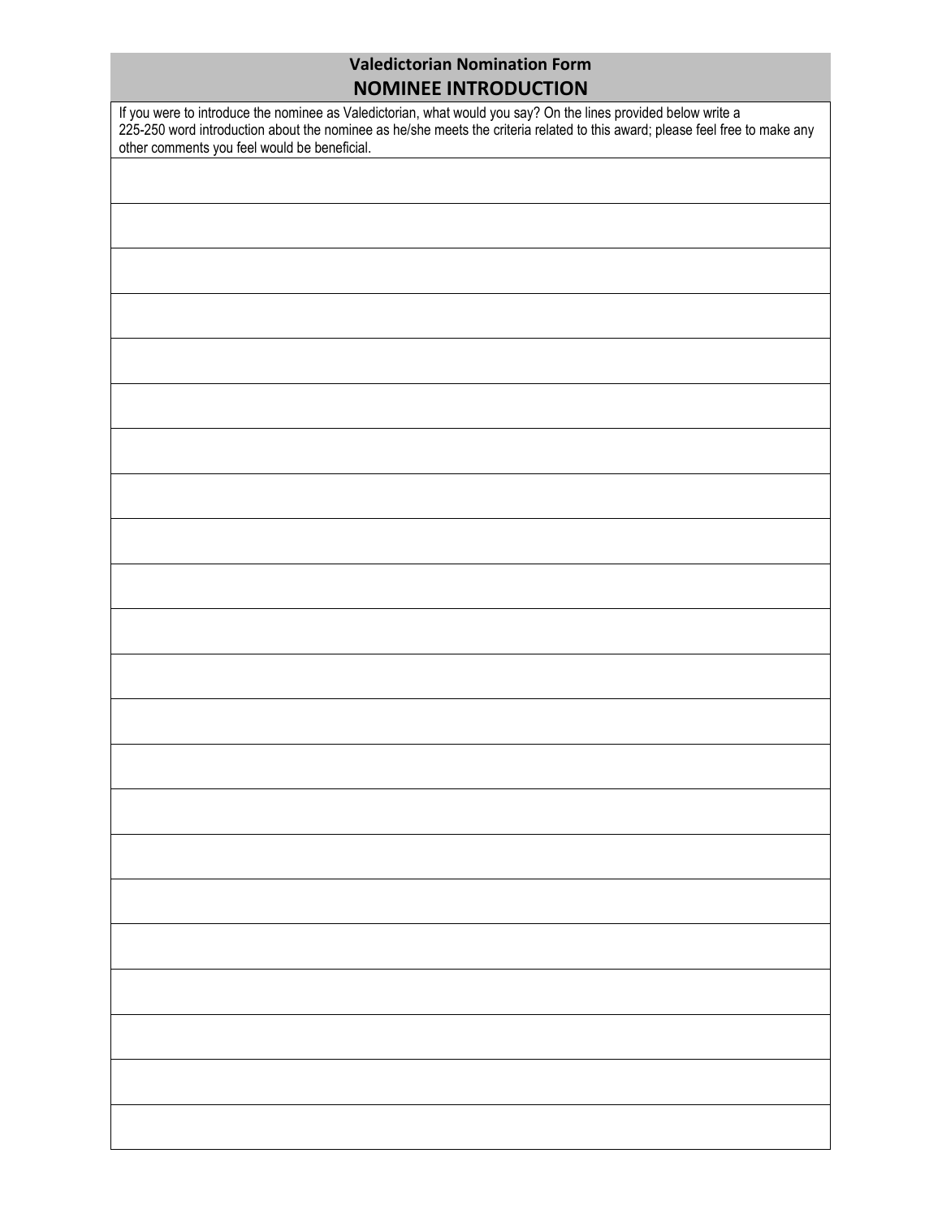# Valedictorian Nomination Form

## NOMINEE INTRODUCTION

If you were to introduce the nominee as Valedictorian, what would you say? On the lines provided below write a 225-250 word introduction about the nominee as he/she meets the criteria related to this award; please feel free to make any other comments you feel would be beneficial.